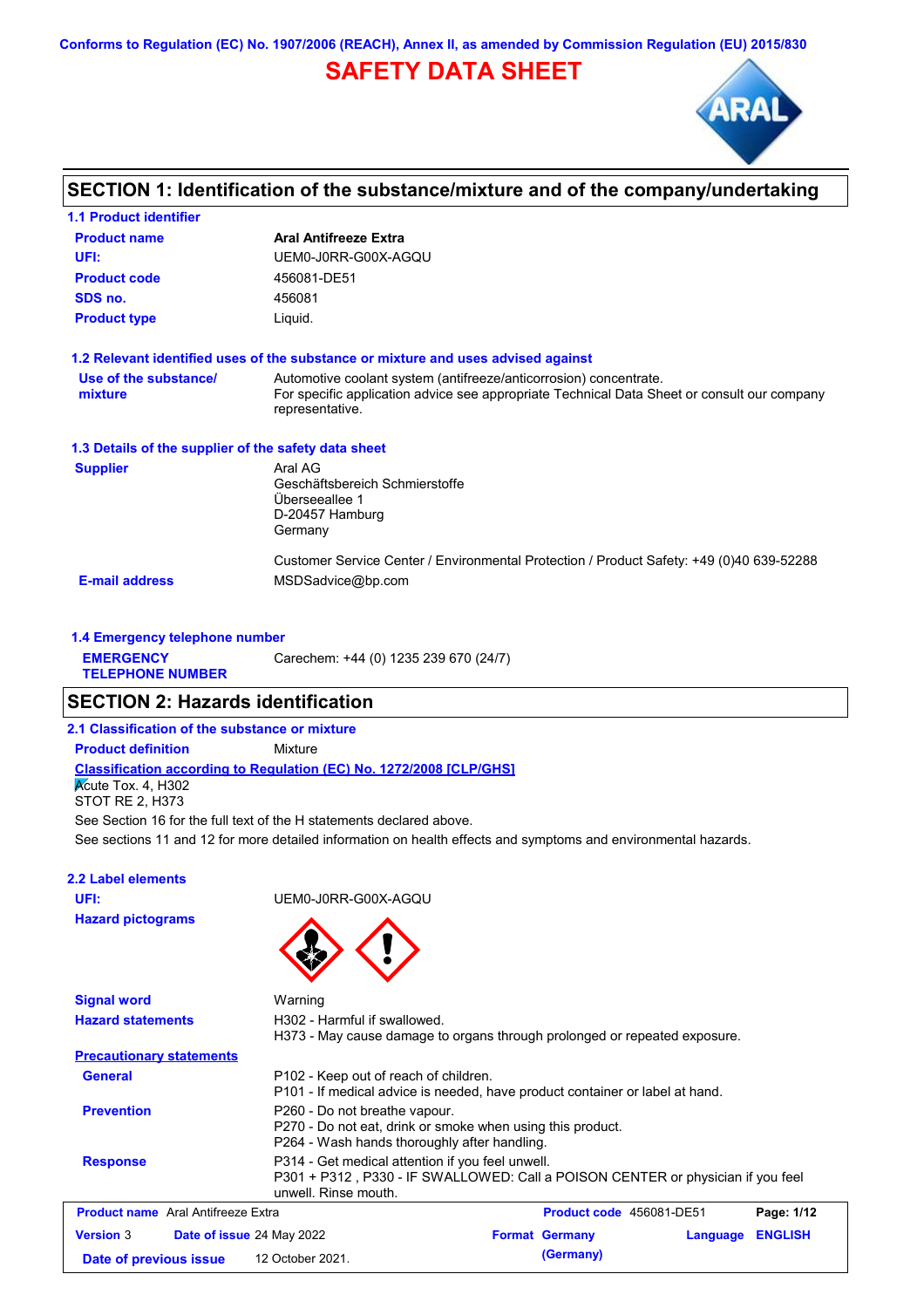Conforms to Regulation (EC) No. 1907/2006 (REACH), Annex II, as amended by Commission Regulation (EU) 2015/830

# SAFETY DATA SHEET

## SECTION 1: Identification of the substance/mixture and of the company/undertaking

### 1.1 Product identifier

| | |
|---|---|
| **Product name** | **Aral Antifreeze Extra** |
| **UFI:** | UEM0-J0RR-G00X-AGQU |
| **Product code** | 456081-DE51 |
| **SDS no.** | 456081 |
| **Product type** | Liquid. |

### 1.2 Relevant identified uses of the substance or mixture and uses advised against

| | |
|---|---|
| **Use of the substance/ mixture** | Automotive coolant system (antifreeze/anticorrosion) concentrate. For specific application advice see appropriate Technical Data Sheet or consult our company representative. |

### 1.3 Details of the supplier of the safety data sheet

| | |
|---|---|
| **Supplier** | Aral AG<br>Geschäftsbereich Schmierstoffe<br>Überseeallee 1<br>D-20457 Hamburg<br>Germany<br><br>Customer Service Center / Environmental Protection / Product Safety: +49 (0)40 639-52288 |
| **E-mail address** | MSDSadvice@bp.com |

### 1.4 Emergency telephone number

| | |
|---|---|
| **EMERGENCY TELEPHONE NUMBER** | Carechem: +44 (0) 1235 239 670 (24/7) |

## SECTION 2: Hazards identification

### 2.1 Classification of the substance or mixture

**Product definition** Mixture

**Classification according to Regulation (EC) No. 1272/2008 [CLP/GHS]**

Acute Tox. 4, H302
STOT RE 2, H373

See Section 16 for the full text of the H statements declared above.

See sections 11 and 12 for more detailed information on health effects and symptoms and environmental hazards.

### 2.2 Label elements

| | |
|---|---|
| **UFI:** | UEM0-J0RR-G00X-AGQU |
| **Hazard pictograms** | |
| **Signal word** | Warning |
| **Hazard statements** | H302 - Harmful if swallowed.<br>H373 - May cause damage to organs through prolonged or repeated exposure. |

**Precautionary statements**

| | |
|---|---|
| **General** | P102 - Keep out of reach of children.<br>P101 - If medical advice is needed, have product container or label at hand. |
| **Prevention** | P260 - Do not breathe vapour.<br>P270 - Do not eat, drink or smoke when using this product.<br>P264 - Wash hands thoroughly after handling. |
| **Response** | P314 - Get medical attention if you feel unwell.<br>P301 + P312 , P330 - IF SWALLOWED: Call a POISON CENTER or physician if you feel unwell. Rinse mouth. |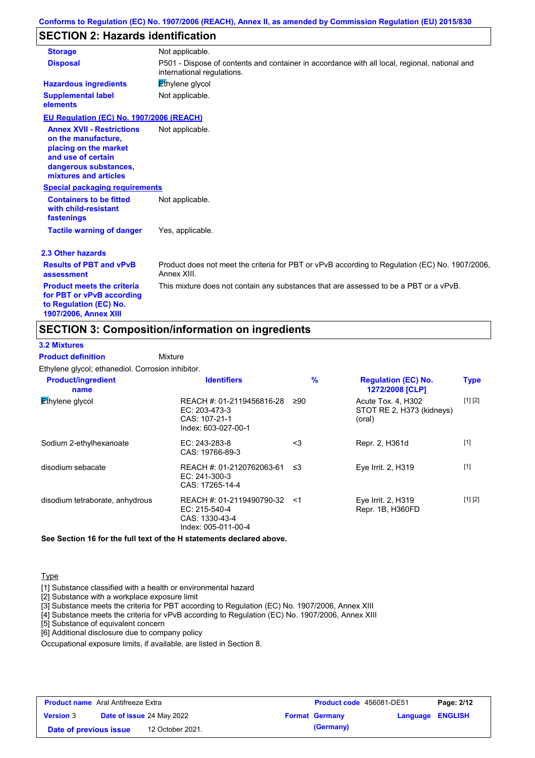## SECTION 2: Hazards identification

| | |
|---|---|
| **Storage** | Not applicable. |
| **Disposal** | P501 - Dispose of contents and container in accordance with all local, regional, national and international regulations. |
| **Hazardous ingredients** | Ethylene glycol |
| **Supplemental label elements** | Not applicable. |

**EU Regulation (EC) No. 1907/2006 (REACH)**

| | |
|---|---|
| **Annex XVII - Restrictions on the manufacture, placing on the market and use of certain dangerous substances, mixtures and articles** | Not applicable. |

**Special packaging requirements**

| | |
|---|---|
| **Containers to be fitted with child-resistant fastenings** | Not applicable. |
| **Tactile warning of danger** | Yes, applicable. |

### 2.3 Other hazards

| | |
|---|---|
| **Results of PBT and vPvB assessment** | Product does not meet the criteria for PBT or vPvB according to Regulation (EC) No. 1907/2006, Annex XIII. |
| **Product meets the criteria for PBT or vPvB according to Regulation (EC) No. 1907/2006, Annex XIII** | This mixture does not contain any substances that are assessed to be a PBT or a vPvB. |

## SECTION 3: Composition/information on ingredients

### 3.2 Mixtures

**Product definition** Mixture

Ethylene glycol; ethanediol. Corrosion inhibitor.

| Product/ingredient name | Identifiers | % | Regulation (EC) No. 1272/2008 [CLP] | Type |
|---|---|---|---|---|
| Ethylene glycol | REACH #: 01-2119456816-28<br>EC: 203-473-3<br>CAS: 107-21-1<br>Index: 603-027-00-1 | ≥90 | Acute Tox. 4, H302<br>STOT RE 2, H373 (kidneys) (oral) | [1] [2] |
| Sodium 2-ethylhexanoate | EC: 243-283-8<br>CAS: 19766-89-3 | <3 | Repr. 2, H361d | [1] |
| disodium sebacate | REACH #: 01-2120762063-61<br>EC: 241-300-3<br>CAS: 17265-14-4 | ≤3 | Eye Irrit. 2, H319 | [1] |
| disodium tetraborate, anhydrous | REACH #: 01-2119490790-32<br>EC: 215-540-4<br>CAS: 1330-43-4<br>Index: 005-011-00-4 | <1 | Eye Irrit. 2, H319<br>Repr. 1B, H360FD | [1] [2] |

**See Section 16 for the full text of the H statements declared above.**

Type

[1] Substance classified with a health or environmental hazard
[2] Substance with a workplace exposure limit
[3] Substance meets the criteria for PBT according to Regulation (EC) No. 1907/2006, Annex XIII
[4] Substance meets the criteria for vPvB according to Regulation (EC) No. 1907/2006, Annex XIII
[5] Substance of equivalent concern
[6] Additional disclosure due to company policy

Occupational exposure limits, if available, are listed in Section 8.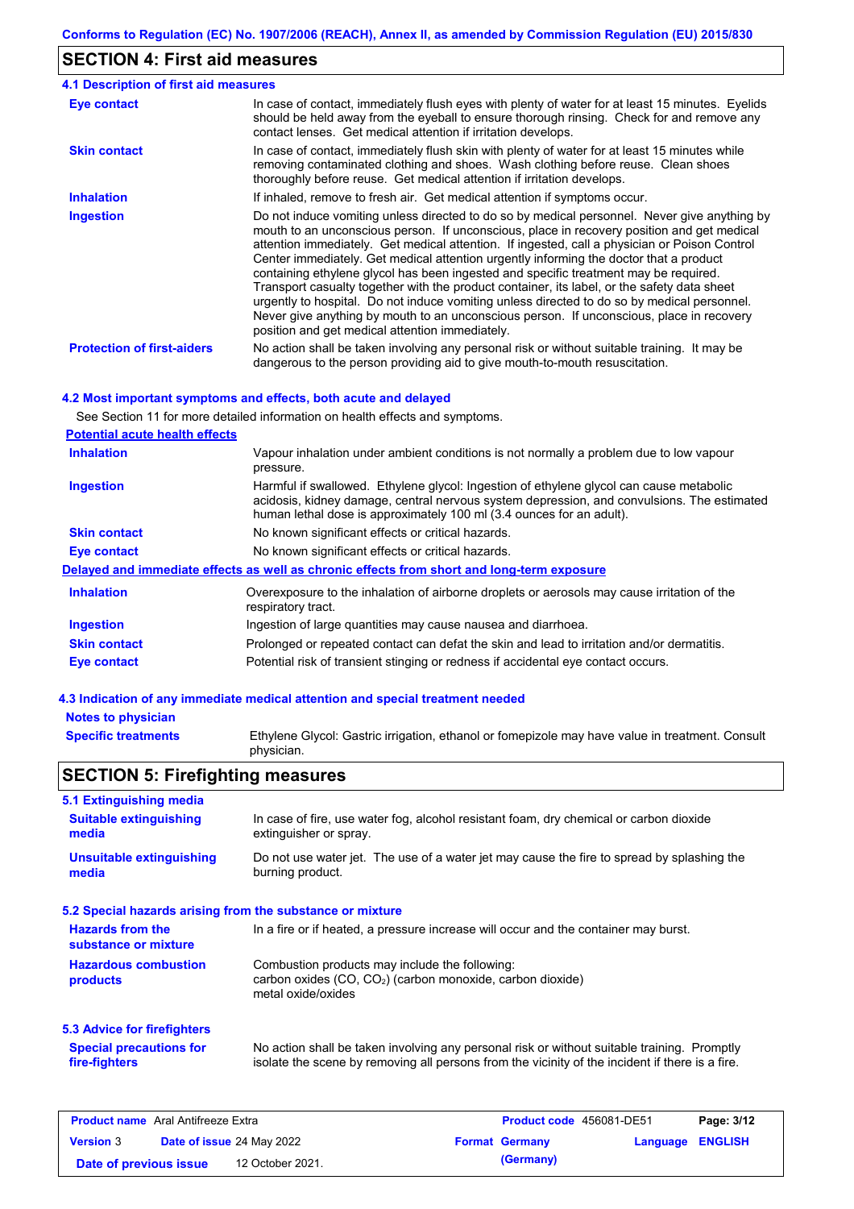## SECTION 4: First aid measures

### 4.1 Description of first aid measures

| | |
|---|---|
| **Eye contact** | In case of contact, immediately flush eyes with plenty of water for at least 15 minutes. Eyelids should be held away from the eyeball to ensure thorough rinsing. Check for and remove any contact lenses. Get medical attention if irritation develops. |
| **Skin contact** | In case of contact, immediately flush skin with plenty of water for at least 15 minutes while removing contaminated clothing and shoes. Wash clothing before reuse. Clean shoes thoroughly before reuse. Get medical attention if irritation develops. |
| **Inhalation** | If inhaled, remove to fresh air. Get medical attention if symptoms occur. |
| **Ingestion** | Do not induce vomiting unless directed to do so by medical personnel. Never give anything by mouth to an unconscious person. If unconscious, place in recovery position and get medical attention immediately. Get medical attention. If ingested, call a physician or Poison Control Center immediately. Get medical attention urgently informing the doctor that a product containing ethylene glycol has been ingested and specific treatment may be required. Transport casualty together with the product container, its label, or the safety data sheet urgently to hospital. Do not induce vomiting unless directed to do so by medical personnel. Never give anything by mouth to an unconscious person. If unconscious, place in recovery position and get medical attention immediately. |
| **Protection of first-aiders** | No action shall be taken involving any personal risk or without suitable training. It may be dangerous to the person providing aid to give mouth-to-mouth resuscitation. |

### 4.2 Most important symptoms and effects, both acute and delayed

See Section 11 for more detailed information on health effects and symptoms.

**Potential acute health effects**

| | |
|---|---|
| **Inhalation** | Vapour inhalation under ambient conditions is not normally a problem due to low vapour pressure. |
| **Ingestion** | Harmful if swallowed. Ethylene glycol: Ingestion of ethylene glycol can cause metabolic acidosis, kidney damage, central nervous system depression, and convulsions. The estimated human lethal dose is approximately 100 ml (3.4 ounces for an adult). |
| **Skin contact** | No known significant effects or critical hazards. |
| **Eye contact** | No known significant effects or critical hazards. |

**Delayed and immediate effects as well as chronic effects from short and long-term exposure**

| | |
|---|---|
| **Inhalation** | Overexposure to the inhalation of airborne droplets or aerosols may cause irritation of the respiratory tract. |
| **Ingestion** | Ingestion of large quantities may cause nausea and diarrhoea. |
| **Skin contact** | Prolonged or repeated contact can defat the skin and lead to irritation and/or dermatitis. |
| **Eye contact** | Potential risk of transient stinging or redness if accidental eye contact occurs. |

### 4.3 Indication of any immediate medical attention and special treatment needed

| | |
|---|---|
| **Notes to physician** | |
| **Specific treatments** | Ethylene Glycol: Gastric irrigation, ethanol or fomepizole may have value in treatment. Consult physician. |

## SECTION 5: Firefighting measures

### 5.1 Extinguishing media

| | |
|---|---|
| **Suitable extinguishing media** | In case of fire, use water fog, alcohol resistant foam, dry chemical or carbon dioxide extinguisher or spray. |
| **Unsuitable extinguishing media** | Do not use water jet. The use of a water jet may cause the fire to spread by splashing the burning product. |

### 5.2 Special hazards arising from the substance or mixture

| | |
|---|---|
| **Hazards from the substance or mixture** | In a fire or if heated, a pressure increase will occur and the container may burst. |
| **Hazardous combustion products** | Combustion products may include the following:<br>carbon oxides (CO, $CO_2$) (carbon monoxide, carbon dioxide)<br>metal oxide/oxides |

### 5.3 Advice for firefighters

| | |
|---|---|
| **Special precautions for fire-fighters** | No action shall be taken involving any personal risk or without suitable training. Promptly isolate the scene by removing all persons from the vicinity of the incident if there is a fire. |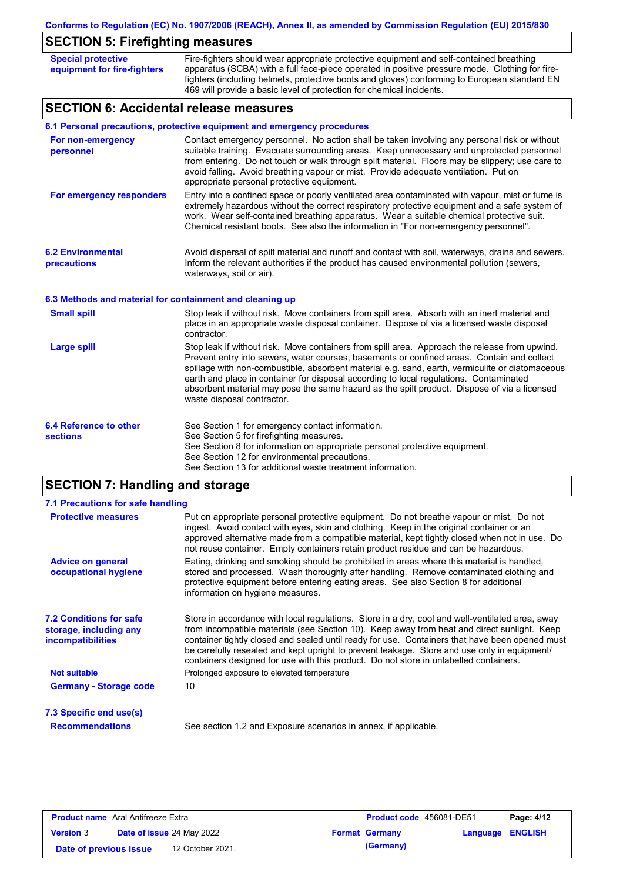## SECTION 5: Firefighting measures

| | |
|---|---|
| **Special protective equipment for fire-fighters** | Fire-fighters should wear appropriate protective equipment and self-contained breathing apparatus (SCBA) with a full face-piece operated in positive pressure mode. Clothing for fire-fighters (including helmets, protective boots and gloves) conforming to European standard EN 469 will provide a basic level of protection for chemical incidents. |

## SECTION 6: Accidental release measures

### 6.1 Personal precautions, protective equipment and emergency procedures

| | |
|---|---|
| **For non-emergency personnel** | Contact emergency personnel. No action shall be taken involving any personal risk or without suitable training. Evacuate surrounding areas. Keep unnecessary and unprotected personnel from entering. Do not touch or walk through spilt material. Floors may be slippery; use care to avoid falling. Avoid breathing vapour or mist. Provide adequate ventilation. Put on appropriate personal protective equipment. |
| **For emergency responders** | Entry into a confined space or poorly ventilated area contaminated with vapour, mist or fume is extremely hazardous without the correct respiratory protective equipment and a safe system of work. Wear self-contained breathing apparatus. Wear a suitable chemical protective suit. Chemical resistant boots. See also the information in "For non-emergency personnel". |

| | |
|---|---|
| **6.2 Environmental precautions** | Avoid dispersal of spilt material and runoff and contact with soil, waterways, drains and sewers. Inform the relevant authorities if the product has caused environmental pollution (sewers, waterways, soil or air). |

### 6.3 Methods and material for containment and cleaning up

| | |
|---|---|
| **Small spill** | Stop leak if without risk. Move containers from spill area. Absorb with an inert material and place in an appropriate waste disposal container. Dispose of via a licensed waste disposal contractor. |
| **Large spill** | Stop leak if without risk. Move containers from spill area. Approach the release from upwind. Prevent entry into sewers, water courses, basements or confined areas. Contain and collect spillage with non-combustible, absorbent material e.g. sand, earth, vermiculite or diatomaceous earth and place in container for disposal according to local regulations. Contaminated absorbent material may pose the same hazard as the spilt product. Dispose of via a licensed waste disposal contractor. |

| | |
|---|---|
| **6.4 Reference to other sections** | See Section 1 for emergency contact information.<br>See Section 5 for firefighting measures.<br>See Section 8 for information on appropriate personal protective equipment.<br>See Section 12 for environmental precautions.<br>See Section 13 for additional waste treatment information. |

## SECTION 7: Handling and storage

### 7.1 Precautions for safe handling

| | |
|---|---|
| **Protective measures** | Put on appropriate personal protective equipment. Do not breathe vapour or mist. Do not ingest. Avoid contact with eyes, skin and clothing. Keep in the original container or an approved alternative made from a compatible material, kept tightly closed when not in use. Do not reuse container. Empty containers retain product residue and can be hazardous. |
| **Advice on general occupational hygiene** | Eating, drinking and smoking should be prohibited in areas where this material is handled, stored and processed. Wash thoroughly after handling. Remove contaminated clothing and protective equipment before entering eating areas. See also Section 8 for additional information on hygiene measures. |

| | |
|---|---|
| **7.2 Conditions for safe storage, including any incompatibilities** | Store in accordance with local regulations. Store in a dry, cool and well-ventilated area, away from incompatible materials (see Section 10). Keep away from heat and direct sunlight. Keep container tightly closed and sealed until ready for use. Containers that have been opened must be carefully resealed and kept upright to prevent leakage. Store and use only in equipment/ containers designed for use with this product. Do not store in unlabelled containers. |
| **Not suitable** | Prolonged exposure to elevated temperature |
| **Germany - Storage code** | 10 |

### 7.3 Specific end use(s)

| | |
|---|---|
| **Recommendations** | See section 1.2 and Exposure scenarios in annex, if applicable. |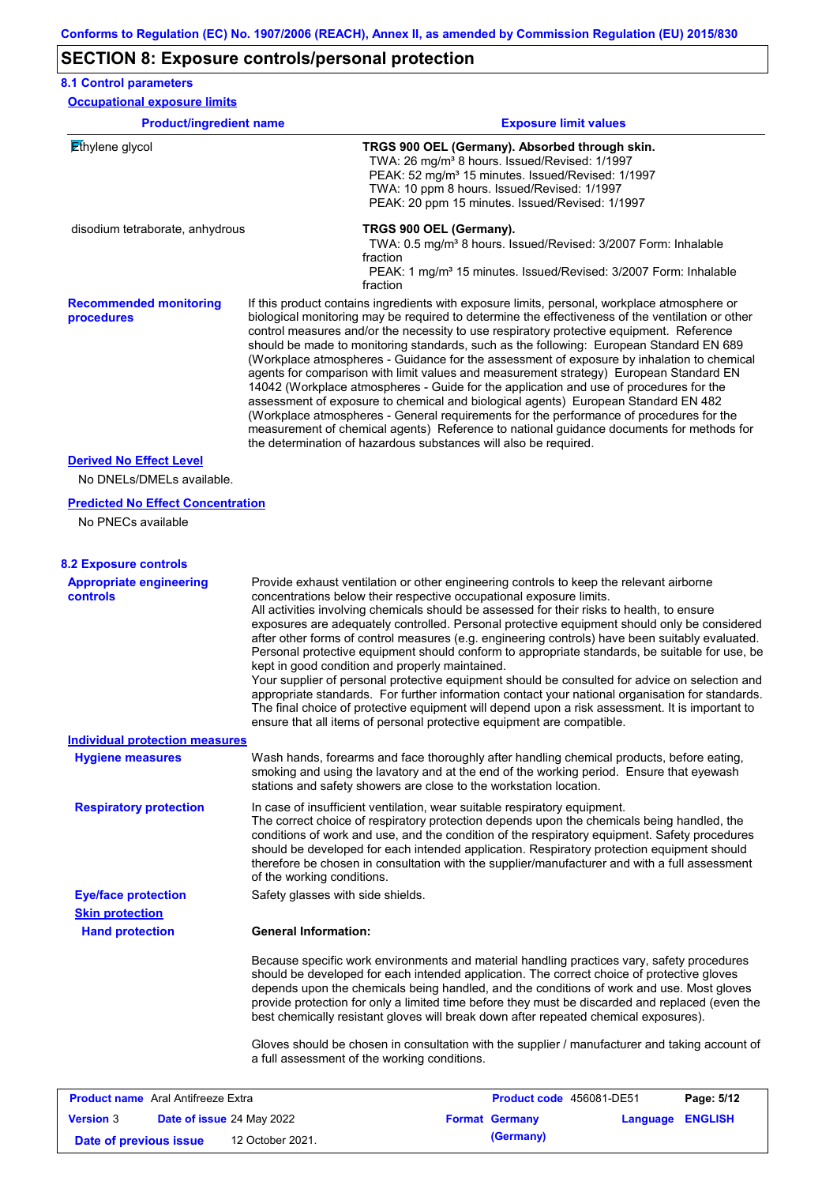Conforms to Regulation (EC) No. 1907/2006 (REACH), Annex II, as amended by Commission Regulation (EU) 2015/830

## SECTION 8: Exposure controls/personal protection

### 8.1 Control parameters

**Occupational exposure limits**

| Product/ingredient name | Exposure limit values |
| --- | --- |
| Ethylene glycol | **TRGS 900 OEL (Germany). Absorbed through skin.**<br>TWA: 26 mg/m³ 8 hours. Issued/Revised: 1/1997<br>PEAK: 52 mg/m³ 15 minutes. Issued/Revised: 1/1997<br>TWA: 10 ppm 8 hours. Issued/Revised: 1/1997<br>PEAK: 20 ppm 15 minutes. Issued/Revised: 1/1997 |
| disodium tetraborate, anhydrous | **TRGS 900 OEL (Germany).**<br>TWA: 0.5 mg/m³ 8 hours. Issued/Revised: 3/2007 Form: Inhalable fraction<br>PEAK: 1 mg/m³ 15 minutes. Issued/Revised: 3/2007 Form: Inhalable fraction |

**Recommended monitoring procedures**

If this product contains ingredients with exposure limits, personal, workplace atmosphere or biological monitoring may be required to determine the effectiveness of the ventilation or other control measures and/or the necessity to use respiratory protective equipment. Reference should be made to monitoring standards, such as the following: European Standard EN 689 (Workplace atmospheres - Guidance for the assessment of exposure by inhalation to chemical agents for comparison with limit values and measurement strategy) European Standard EN 14042 (Workplace atmospheres - Guide for the application and use of procedures for the assessment of exposure to chemical and biological agents) European Standard EN 482 (Workplace atmospheres - General requirements for the performance of procedures for the measurement of chemical agents) Reference to national guidance documents for methods for the determination of hazardous substances will also be required.

**Derived No Effect Level**

No DNELs/DMELs available.

**Predicted No Effect Concentration**

No PNECs available

### 8.2 Exposure controls

**Appropriate engineering controls**

Provide exhaust ventilation or other engineering controls to keep the relevant airborne concentrations below their respective occupational exposure limits.
All activities involving chemicals should be assessed for their risks to health, to ensure exposures are adequately controlled. Personal protective equipment should only be considered after other forms of control measures (e.g. engineering controls) have been suitably evaluated. Personal protective equipment should conform to appropriate standards, be suitable for use, be kept in good condition and properly maintained.
Your supplier of personal protective equipment should be consulted for advice on selection and appropriate standards. For further information contact your national organisation for standards. The final choice of protective equipment will depend upon a risk assessment. It is important to ensure that all items of personal protective equipment are compatible.

**Individual protection measures**

**Hygiene measures**

Wash hands, forearms and face thoroughly after handling chemical products, before eating, smoking and using the lavatory and at the end of the working period. Ensure that eyewash stations and safety showers are close to the workstation location.

**Respiratory protection**

In case of insufficient ventilation, wear suitable respiratory equipment.
The correct choice of respiratory protection depends upon the chemicals being handled, the conditions of work and use, and the condition of the respiratory equipment. Safety procedures should be developed for each intended application. Respiratory protection equipment should therefore be chosen in consultation with the supplier/manufacturer and with a full assessment of the working conditions.

**Eye/face protection**

Safety glasses with side shields.

**Skin protection**

**Hand protection**

**General Information:**

Because specific work environments and material handling practices vary, safety procedures should be developed for each intended application. The correct choice of protective gloves depends upon the chemicals being handled, and the conditions of work and use. Most gloves provide protection for only a limited time before they must be discarded and replaced (even the best chemically resistant gloves will break down after repeated chemical exposures).

Gloves should be chosen in consultation with the supplier / manufacturer and taking account of a full assessment of the working conditions.

| | | | |
| --- | --- | --- | --- |
| **Product name** Aral Antifreeze Extra | | **Product code** 456081-DE51 | |
| **Version** 3 | **Date of issue** 24 May 2022 | **Format** Germany (Germany) | **Language** ENGLISH |
| **Date of previous issue** | 12 October 2021. | | |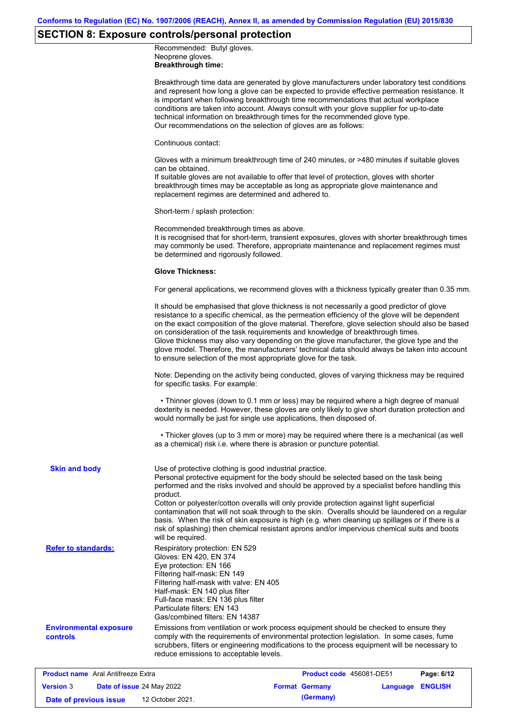## SECTION 8: Exposure controls/personal protection

Recommended: Butyl gloves.
Neoprene gloves.

**Breakthrough time:**

Breakthrough time data are generated by glove manufacturers under laboratory test conditions and represent how long a glove can be expected to provide effective permeation resistance. It is important when following breakthrough time recommendations that actual workplace conditions are taken into account. Always consult with your glove supplier for up-to-date technical information on breakthrough times for the recommended glove type.
Our recommendations on the selection of gloves are as follows:

Continuous contact:

Gloves with a minimum breakthrough time of 240 minutes, or >480 minutes if suitable gloves can be obtained.
If suitable gloves are not available to offer that level of protection, gloves with shorter breakthrough times may be acceptable as long as appropriate glove maintenance and replacement regimes are determined and adhered to.

Short-term / splash protection:

Recommended breakthrough times as above.
It is recognised that for short-term, transient exposures, gloves with shorter breakthrough times may commonly be used. Therefore, appropriate maintenance and replacement regimes must be determined and rigorously followed.

**Glove Thickness:**

For general applications, we recommend gloves with a thickness typically greater than 0.35 mm.

It should be emphasised that glove thickness is not necessarily a good predictor of glove resistance to a specific chemical, as the permeation efficiency of the glove will be dependent on the exact composition of the glove material. Therefore, glove selection should also be based on consideration of the task requirements and knowledge of breakthrough times.
Glove thickness may also vary depending on the glove manufacturer, the glove type and the glove model. Therefore, the manufacturers' technical data should always be taken into account to ensure selection of the most appropriate glove for the task.

Note: Depending on the activity being conducted, gloves of varying thickness may be required for specific tasks. For example:

- Thinner gloves (down to 0.1 mm or less) may be required where a high degree of manual dexterity is needed. However, these gloves are only likely to give short duration protection and would normally be just for single use applications, then disposed of.
- Thicker gloves (up to 3 mm or more) may be required where there is a mechanical (as well as a chemical) risk i.e. where there is abrasion or puncture potential.

**Skin and body**

Use of protective clothing is good industrial practice.
Personal protective equipment for the body should be selected based on the task being performed and the risks involved and should be approved by a specialist before handling this product.
Cotton or polyester/cotton overalls will only provide protection against light superficial contamination that will not soak through to the skin. Overalls should be laundered on a regular basis. When the risk of skin exposure is high (e.g. when cleaning up spillages or if there is a risk of splashing) then chemical resistant aprons and/or impervious chemical suits and boots will be required.

**Refer to standards:**

Respiratory protection: EN 529
Gloves: EN 420, EN 374
Eye protection: EN 166
Filtering half-mask: EN 149
Filtering half-mask with valve: EN 405
Half-mask: EN 140 plus filter
Full-face mask: EN 136 plus filter
Particulate filters: EN 143
Gas/combined filters: EN 14387

**Environmental exposure controls**

Emissions from ventilation or work process equipment should be checked to ensure they comply with the requirements of environmental protection legislation. In some cases, fume scrubbers, filters or engineering modifications to the process equipment will be necessary to reduce emissions to acceptable levels.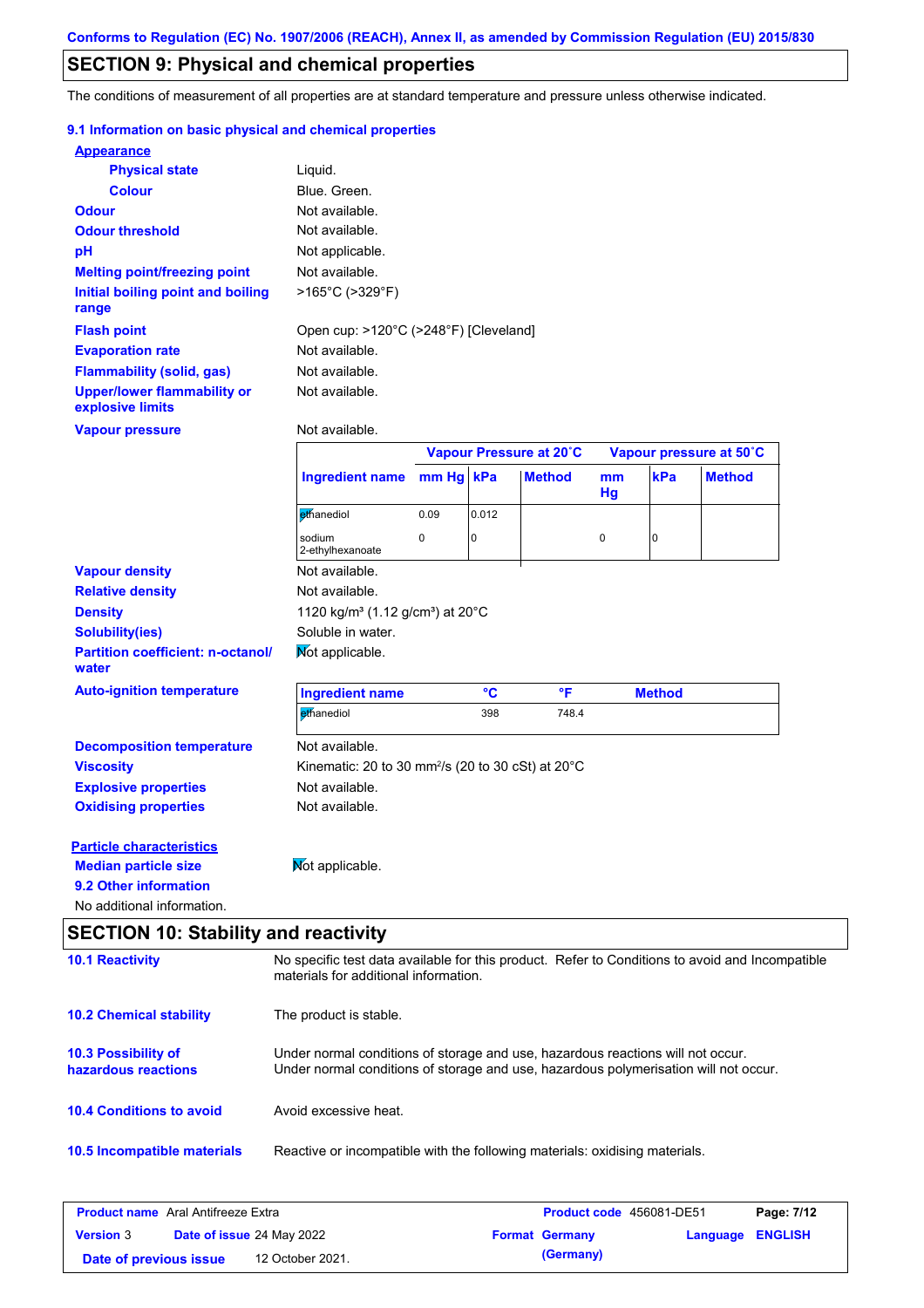Conforms to Regulation (EC) No. 1907/2006 (REACH), Annex II, as amended by Commission Regulation (EU) 2015/830

## SECTION 9: Physical and chemical properties

The conditions of measurement of all properties are at standard temperature and pressure unless otherwise indicated.

### 9.1 Information on basic physical and chemical properties

**Appearance**

| | |
|---|---|
| **Physical state** | Liquid. |
| **Colour** | Blue. Green. |
| **Odour** | Not available. |
| **Odour threshold** | Not available. |
| **pH** | Not applicable. |
| **Melting point/freezing point** | Not available. |
| **Initial boiling point and boiling range** | >165°C (>329°F) |
| **Flash point** | Open cup: >120°C (>248°F) [Cleveland] |
| **Evaporation rate** | Not available. |
| **Flammability (solid, gas)** | Not available. |
| **Upper/lower flammability or explosive limits** | Not available. |
| **Vapour pressure** | Not available. |

| | Vapour Pressure at 20˚C | | | Vapour pressure at 50˚C | | |
|---|---|---|---|---|---|---|
| **Ingredient name** | **mm Hg** | **kPa** | **Method** | **mm Hg** | **kPa** | **Method** |
| ethanediol | 0.09 | 0.012 | | | | |
| sodium 2-ethylhexanoate | 0 | 0 | | 0 | 0 | |

| | |
|---|---|
| **Vapour density** | Not available. |
| **Relative density** | Not available. |
| **Density** | 1120 kg/m³ (1.12 g/cm³) at 20°C |
| **Solubility(ies)** | Soluble in water. |
| **Partition coefficient: n-octanol/water** | Not applicable. |
| **Auto-ignition temperature** | |

| Ingredient name | °C | °F | Method |
|---|---|---|---|
| ethanediol | 398 | 748.4 | |

| | |
|---|---|
| **Decomposition temperature** | Not available. |
| **Viscosity** | Kinematic: 20 to 30 mm²/s (20 to 30 cSt) at 20°C |
| **Explosive properties** | Not available. |
| **Oxidising properties** | Not available. |

**Particle characteristics**

**Median particle size** Not applicable.

### 9.2 Other information

No additional information.

## SECTION 10: Stability and reactivity

| | |
|---|---|
| **10.1 Reactivity** | No specific test data available for this product. Refer to Conditions to avoid and Incompatible materials for additional information. |
| **10.2 Chemical stability** | The product is stable. |
| **10.3 Possibility of hazardous reactions** | Under normal conditions of storage and use, hazardous reactions will not occur. Under normal conditions of storage and use, hazardous polymerisation will not occur. |
| **10.4 Conditions to avoid** | Avoid excessive heat. |
| **10.5 Incompatible materials** | Reactive or incompatible with the following materials: oxidising materials. |

| | | | |
|---|---|---|---|
| **Product name** Aral Antifreeze Extra | | **Product code** 456081-DE51 | |
| **Version** 3 | **Date of issue** 24 May 2022 | **Format** Germany (Germany) | **Language** ENGLISH |
| **Date of previous issue** | 12 October 2021. | | |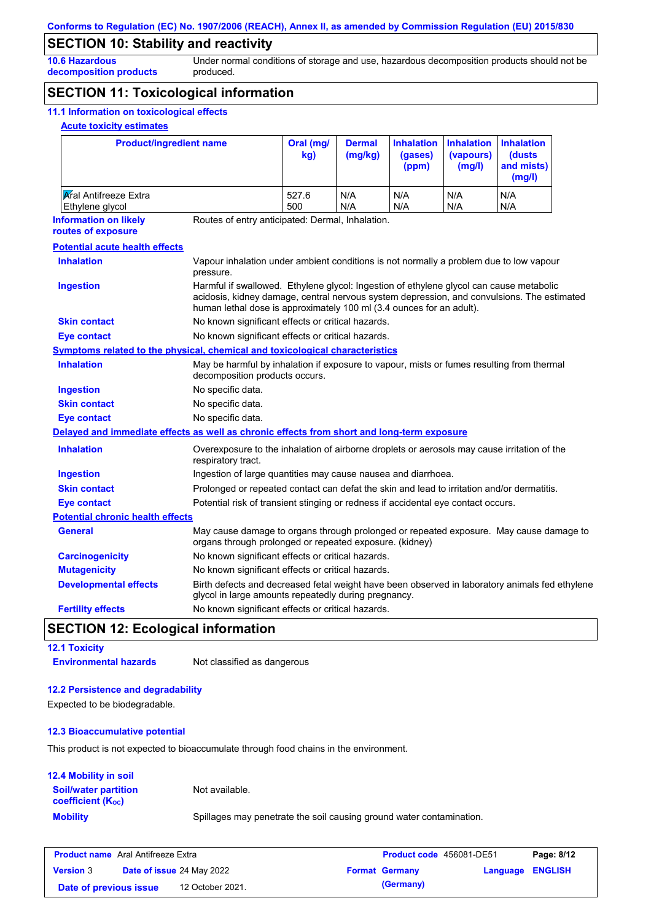## SECTION 10: Stability and reactivity

**10.6 Hazardous decomposition products**: Under normal conditions of storage and use, hazardous decomposition products should not be produced.

## SECTION 11: Toxicological information

### 11.1 Information on toxicological effects

**Acute toxicity estimates**

| Product/ingredient name | Oral (mg/kg) | Dermal (mg/kg) | Inhalation (gases) (ppm) | Inhalation (vapours) (mg/l) | Inhalation (dusts and mists) (mg/l) |
|---|---|---|---|---|---|
| Aral Antifreeze Extra | 527.6 | N/A | N/A | N/A | N/A |
| Ethylene glycol | 500 | N/A | N/A | N/A | N/A |

**Information on likely routes of exposure**: Routes of entry anticipated: Dermal, Inhalation.

**Potential acute health effects**

**Inhalation**: Vapour inhalation under ambient conditions is not normally a problem due to low vapour pressure.

**Ingestion**: Harmful if swallowed. Ethylene glycol: Ingestion of ethylene glycol can cause metabolic acidosis, kidney damage, central nervous system depression, and convulsions. The estimated human lethal dose is approximately 100 ml (3.4 ounces for an adult).

**Skin contact**: No known significant effects or critical hazards.

**Eye contact**: No known significant effects or critical hazards.

**Symptoms related to the physical, chemical and toxicological characteristics**

**Inhalation**: May be harmful by inhalation if exposure to vapour, mists or fumes resulting from thermal decomposition products occurs.

**Ingestion**: No specific data.

**Skin contact**: No specific data.

**Eye contact**: No specific data.

**Delayed and immediate effects as well as chronic effects from short and long-term exposure**

**Inhalation**: Overexposure to the inhalation of airborne droplets or aerosols may cause irritation of the respiratory tract.

**Ingestion**: Ingestion of large quantities may cause nausea and diarrhoea.

**Skin contact**: Prolonged or repeated contact can defat the skin and lead to irritation and/or dermatitis.

**Eye contact**: Potential risk of transient stinging or redness if accidental eye contact occurs.

**Potential chronic health effects**

**General**: May cause damage to organs through prolonged or repeated exposure. May cause damage to organs through prolonged or repeated exposure. (kidney)

**Carcinogenicity**: No known significant effects or critical hazards.

**Mutagenicity**: No known significant effects or critical hazards.

**Developmental effects**: Birth defects and decreased fetal weight have been observed in laboratory animals fed ethylene glycol in large amounts repeatedly during pregnancy.

**Fertility effects**: No known significant effects or critical hazards.

## SECTION 12: Ecological information

### 12.1 Toxicity

**Environmental hazards**: Not classified as dangerous

### 12.2 Persistence and degradability

Expected to be biodegradable.

### 12.3 Bioaccumulative potential

This product is not expected to bioaccumulate through food chains in the environment.

### 12.4 Mobility in soil

**Soil/water partition coefficient ($K_{OC}$)**: Not available.

**Mobility**: Spillages may penetrate the soil causing ground water contamination.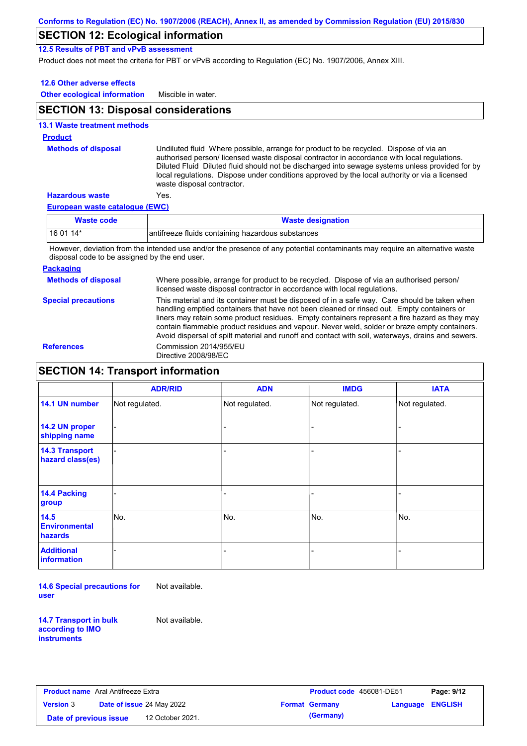Conforms to Regulation (EC) No. 1907/2006 (REACH), Annex II, as amended by Commission Regulation (EU) 2015/830

## SECTION 12: Ecological information

**12.5 Results of PBT and vPvB assessment**

Product does not meet the criteria for PBT or vPvB according to Regulation (EC) No. 1907/2006, Annex XIII.

**12.6 Other adverse effects**

**Other ecological information** Miscible in water.

## SECTION 13: Disposal considerations

**13.1 Waste treatment methods**

**Product**

**Methods of disposal** Undiluted fluid Where possible, arrange for product to be recycled. Dispose of via an authorised person/ licensed waste disposal contractor in accordance with local regulations. Diluted Fluid Diluted fluid should not be discharged into sewage systems unless provided for by local regulations. Dispose under conditions approved by the local authority or via a licensed waste disposal contractor.

**Hazardous waste** Yes.

**European waste catalogue (EWC)**

| Waste code | Waste designation |
|---|---|
| 16 01 14* | antifreeze fluids containing hazardous substances |

However, deviation from the intended use and/or the presence of any potential contaminants may require an alternative waste disposal code to be assigned by the end user.

**Packaging**

**Methods of disposal** Where possible, arrange for product to be recycled. Dispose of via an authorised person/ licensed waste disposal contractor in accordance with local regulations.

**Special precautions** This material and its container must be disposed of in a safe way. Care should be taken when handling emptied containers that have not been cleaned or rinsed out. Empty containers or liners may retain some product residues. Empty containers represent a fire hazard as they may contain flammable product residues and vapour. Never weld, solder or braze empty containers. Avoid dispersal of spilt material and runoff and contact with soil, waterways, drains and sewers.

**References** Commission 2014/955/EU
Directive 2008/98/EC

## SECTION 14: Transport information

| | ADR/RID | ADN | IMDG | IATA |
|---|---|---|---|---|
| 14.1 UN number | Not regulated. | Not regulated. | Not regulated. | Not regulated. |
| 14.2 UN proper shipping name | - | - | - | - |
| 14.3 Transport hazard class(es) | - | - | - | - |
| 14.4 Packing group | - | - | - | - |
| 14.5 Environmental hazards | No. | No. | No. | No. |
| Additional information | - | - | - | - |

**14.6 Special precautions for user** Not available.

**14.7 Transport in bulk according to IMO instruments** Not available.

| | | | |
|---|---|---|---|
| **Product name** Aral Antifreeze Extra | | **Product code** 456081-DE51 | **Page: 9/12** |
| **Version** 3 | **Date of issue** 24 May 2022 | **Format** Germany (Germany) | **Language** ENGLISH |
| **Date of previous issue** 12 October 2021. | | | |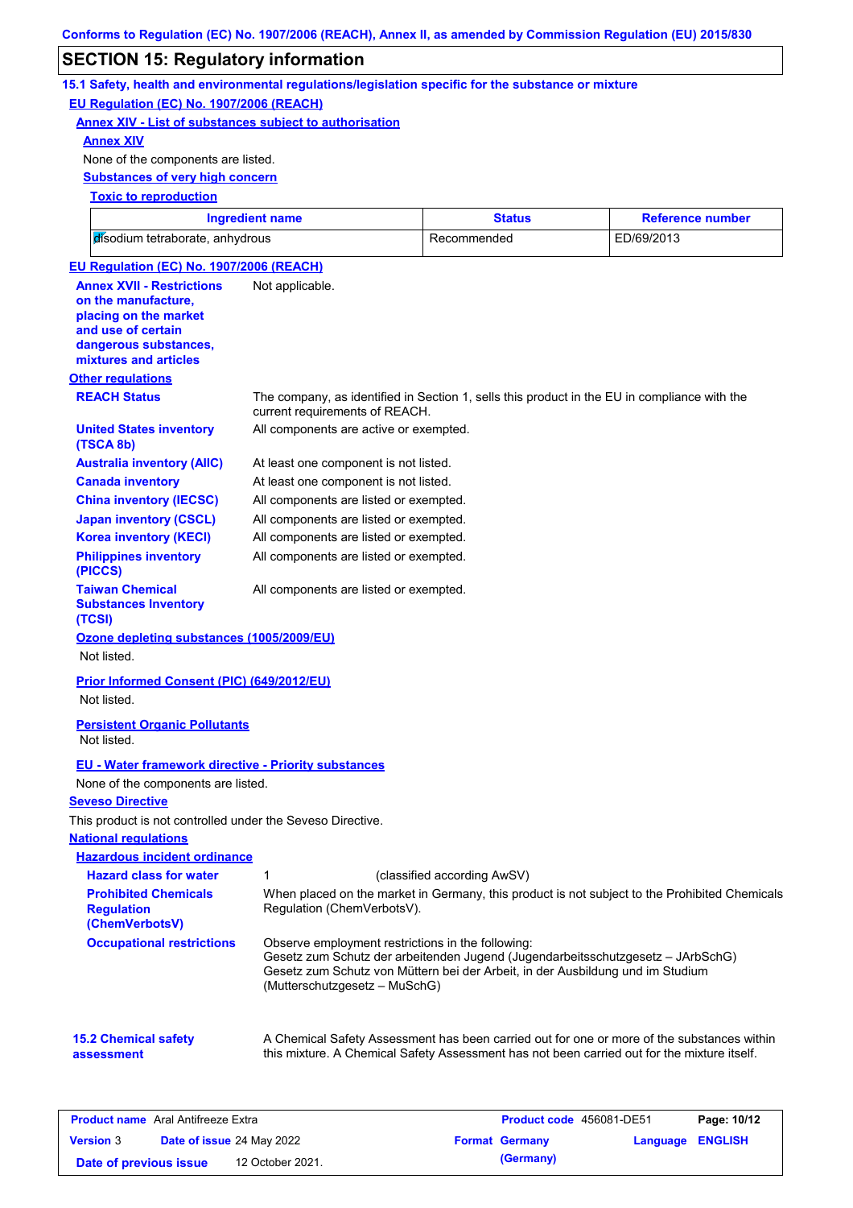Conforms to Regulation (EC) No. 1907/2006 (REACH), Annex II, as amended by Commission Regulation (EU) 2015/830

## SECTION 15: Regulatory information

### 15.1 Safety, health and environmental regulations/legislation specific for the substance or mixture

**EU Regulation (EC) No. 1907/2006 (REACH)**

**Annex XIV - List of substances subject to authorisation**

**Annex XIV**

None of the components are listed.

**Substances of very high concern**

**Toxic to reproduction**

| Ingredient name | Status | Reference number |
|---|---|---|
| disodium tetraborate, anhydrous | Recommended | ED/69/2013 |

**EU Regulation (EC) No. 1907/2006 (REACH)**

**Annex XVII - Restrictions on the manufacture, placing on the market and use of certain dangerous substances, mixtures and articles**: Not applicable.

**Other regulations**

**REACH Status**: The company, as identified in Section 1, sells this product in the EU in compliance with the current requirements of REACH.

**United States inventory (TSCA 8b)**: All components are active or exempted.

**Australia inventory (AIIC)**: At least one component is not listed.

**Canada inventory**: At least one component is not listed.

**China inventory (IECSC)**: All components are listed or exempted.

**Japan inventory (CSCL)**: All components are listed or exempted.

**Korea inventory (KECI)**: All components are listed or exempted.

**Philippines inventory (PICCS)**: All components are listed or exempted.

**Taiwan Chemical Substances Inventory (TCSI)**: All components are listed or exempted.

**Ozone depleting substances (1005/2009/EU)**

Not listed.

**Prior Informed Consent (PIC) (649/2012/EU)**

Not listed.

**Persistent Organic Pollutants**

Not listed.

**EU - Water framework directive - Priority substances**

None of the components are listed.

**Seveso Directive**

This product is not controlled under the Seveso Directive.

**National regulations**

**Hazardous incident ordinance**

**Hazard class for water**: 1 (classified according AwSV)

**Prohibited Chemicals Regulation (ChemVerbotsV)**: When placed on the market in Germany, this product is not subject to the Prohibited Chemicals Regulation (ChemVerbotsV).

**Occupational restrictions**: Observe employment restrictions in the following:
Gesetz zum Schutz der arbeitenden Jugend (Jugendarbeitsschutzgesetz – JArbSchG)
Gesetz zum Schutz von Müttern bei der Arbeit, in der Ausbildung und im Studium (Mutterschutzgesetz – MuSchG)

**15.2 Chemical safety assessment**: A Chemical Safety Assessment has been carried out for one or more of the substances within this mixture. A Chemical Safety Assessment has not been carried out for the mixture itself.

| | | | |
|---|---|---|---|
| **Product name** Aral Antifreeze Extra | | **Product code** 456081-DE51 | |
| **Version** 3 | **Date of issue** 24 May 2022 | **Format** Germany (Germany) | **Language** ENGLISH |
| **Date of previous issue** 12 October 2021. | | | |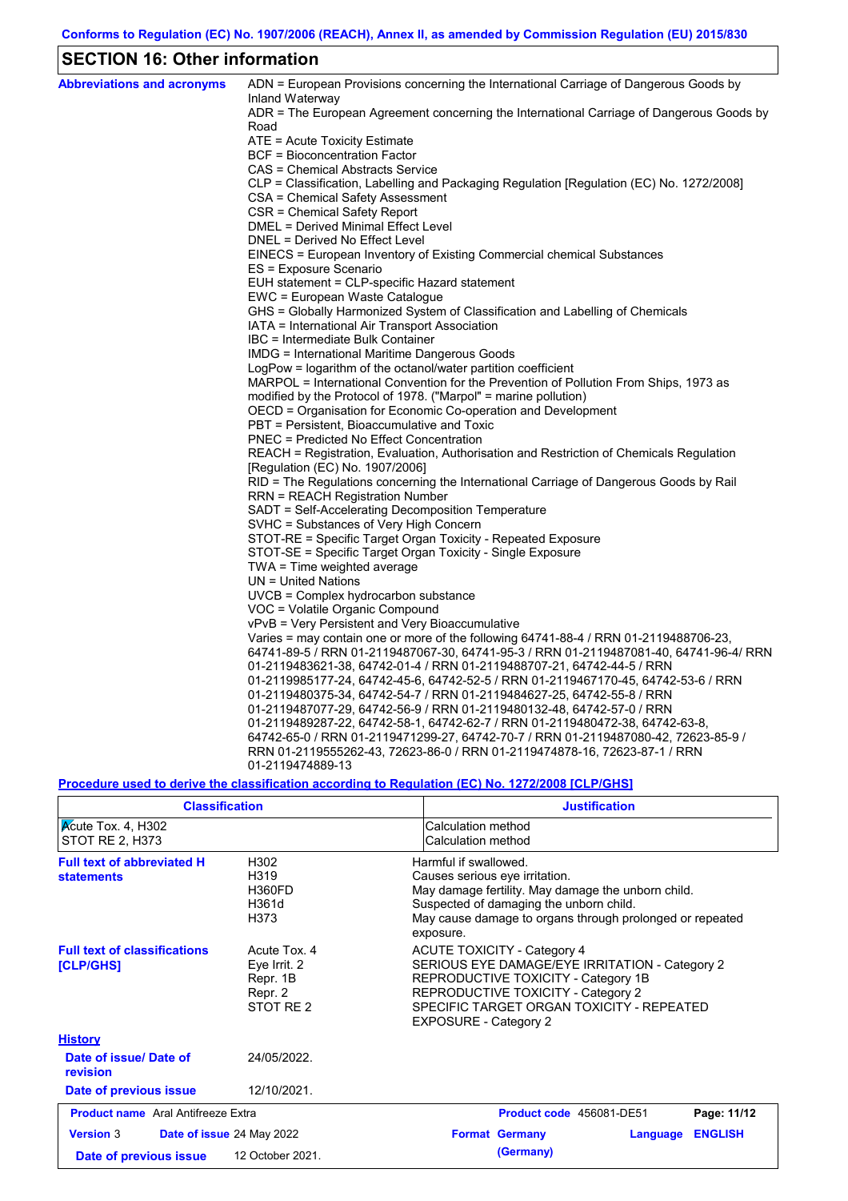## SECTION 16: Other information

**Abbreviations and acronyms**

ADN = European Provisions concerning the International Carriage of Dangerous Goods by Inland Waterway
ADR = The European Agreement concerning the International Carriage of Dangerous Goods by Road
ATE = Acute Toxicity Estimate
BCF = Bioconcentration Factor
CAS = Chemical Abstracts Service
CLP = Classification, Labelling and Packaging Regulation [Regulation (EC) No. 1272/2008]
CSA = Chemical Safety Assessment
CSR = Chemical Safety Report
DMEL = Derived Minimal Effect Level
DNEL = Derived No Effect Level
EINECS = European Inventory of Existing Commercial chemical Substances
ES = Exposure Scenario
EUH statement = CLP-specific Hazard statement
EWC = European Waste Catalogue
GHS = Globally Harmonized System of Classification and Labelling of Chemicals
IATA = International Air Transport Association
IBC = Intermediate Bulk Container
IMDG = International Maritime Dangerous Goods
LogPow = logarithm of the octanol/water partition coefficient
MARPOL = International Convention for the Prevention of Pollution From Ships, 1973 as modified by the Protocol of 1978. ("Marpol" = marine pollution)
OECD = Organisation for Economic Co-operation and Development
PBT = Persistent, Bioaccumulative and Toxic
PNEC = Predicted No Effect Concentration
REACH = Registration, Evaluation, Authorisation and Restriction of Chemicals Regulation [Regulation (EC) No. 1907/2006]
RID = The Regulations concerning the International Carriage of Dangerous Goods by Rail
RRN = REACH Registration Number
SADT = Self-Accelerating Decomposition Temperature
SVHC = Substances of Very High Concern
STOT-RE = Specific Target Organ Toxicity - Repeated Exposure
STOT-SE = Specific Target Organ Toxicity - Single Exposure
TWA = Time weighted average
UN = United Nations
UVCB = Complex hydrocarbon substance
VOC = Volatile Organic Compound
vPvB = Very Persistent and Very Bioaccumulative
Varies = may contain one or more of the following 64741-88-4 / RRN 01-2119488706-23, 64741-89-5 / RRN 01-2119487067-30, 64741-95-3 / RRN 01-2119487081-40, 64741-96-4/ RRN 01-2119483621-38, 64742-01-4 / RRN 01-2119488707-21, 64742-44-5 / RRN 01-2119985177-24, 64742-45-6, 64742-52-5 / RRN 01-2119467170-45, 64742-53-6 / RRN 01-2119480375-34, 64742-54-7 / RRN 01-2119484627-25, 64742-55-8 / RRN 01-2119487077-29, 64742-56-9 / RRN 01-2119480132-48, 64742-57-0 / RRN 01-2119489287-22, 64742-58-1, 64742-62-7 / RRN 01-2119480472-38, 64742-63-8, 64742-65-0 / RRN 01-2119471299-27, 64742-70-7 / RRN 01-2119487080-42, 72623-85-9 / RRN 01-2119555262-43, 72623-86-0 / RRN 01-2119474878-16, 72623-87-1 / RRN 01-2119474889-13

**Procedure used to derive the classification according to Regulation (EC) No. 1272/2008 [CLP/GHS]**

| Classification | Justification |
|---|---|
| Acute Tox. 4, H302 | Calculation method |
| STOT RE 2, H373 | Calculation method |

**Full text of abbreviated H statements**

| | |
|---|---|
| H302 | Harmful if swallowed. |
| H319 | Causes serious eye irritation. |
| H360FD | May damage fertility. May damage the unborn child. |
| H361d | Suspected of damaging the unborn child. |
| H373 | May cause damage to organs through prolonged or repeated exposure. |

**Full text of classifications [CLP/GHS]**

| | |
|---|---|
| Acute Tox. 4 | ACUTE TOXICITY - Category 4 |
| Eye Irrit. 2 | SERIOUS EYE DAMAGE/EYE IRRITATION - Category 2 |
| Repr. 1B | REPRODUCTIVE TOXICITY - Category 1B |
| Repr. 2 | REPRODUCTIVE TOXICITY - Category 2 |
| STOT RE 2 | SPECIFIC TARGET ORGAN TOXICITY - REPEATED EXPOSURE - Category 2 |

**History**

**Date of issue/ Date of revision** 24/05/2022.

**Date of previous issue** 12/10/2021.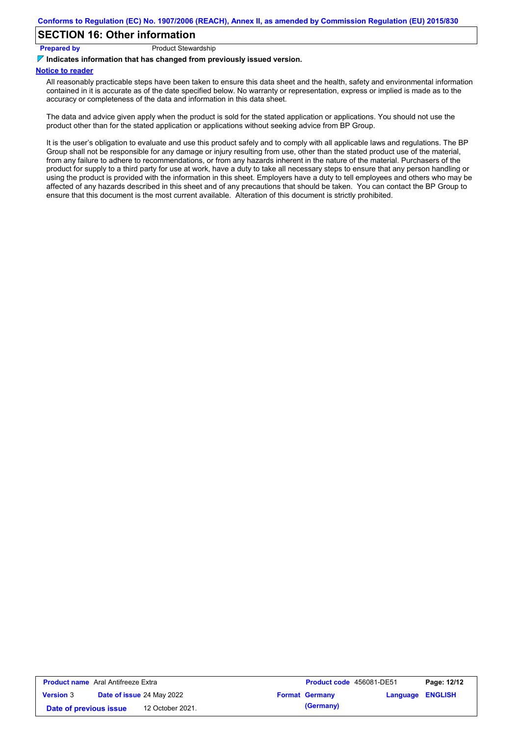## SECTION 16: Other information

**Prepared by** Product Stewardship

**Indicates information that has changed from previously issued version.**

**Notice to reader**

All reasonably practicable steps have been taken to ensure this data sheet and the health, safety and environmental information contained in it is accurate as of the date specified below. No warranty or representation, express or implied is made as to the accuracy or completeness of the data and information in this data sheet.

The data and advice given apply when the product is sold for the stated application or applications. You should not use the product other than for the stated application or applications without seeking advice from BP Group.

It is the user's obligation to evaluate and use this product safely and to comply with all applicable laws and regulations. The BP Group shall not be responsible for any damage or injury resulting from use, other than the stated product use of the material, from any failure to adhere to recommendations, or from any hazards inherent in the nature of the material. Purchasers of the product for supply to a third party for use at work, have a duty to take all necessary steps to ensure that any person handling or using the product is provided with the information in this sheet. Employers have a duty to tell employees and others who may be affected of any hazards described in this sheet and of any precautions that should be taken. You can contact the BP Group to ensure that this document is the most current available. Alteration of this document is strictly prohibited.

| | | | |
|---|---|---|---|
| **Product name** Aral Antifreeze Extra | | **Product code** 456081-DE51 | |
| **Version** 3 | **Date of issue** 24 May 2022 | **Format Germany (Germany)** | **Language ENGLISH** |
| **Date of previous issue** 12 October 2021. | | | |